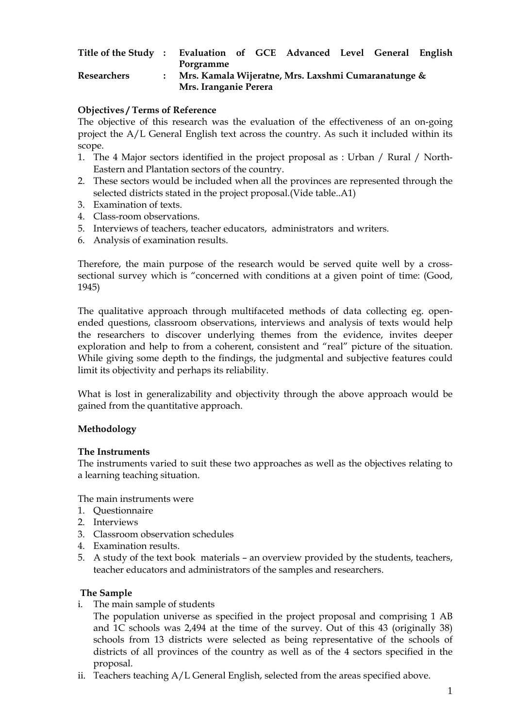**Title of the Study :** **Evaluation of GCE Advanced Level General English Porgramme**

**Researchers :** **Mrs. Kamala Wijeratne, Mrs. Laxshmi Cumaranatunge & Mrs. Iranganie Perera**

**Objectives / Terms of Reference**

The objective of this research was the evaluation of the effectiveness of an on-going project the A/L General English text across the country. As such it included within its scope.

1. The 4 Major sectors identified in the project proposal as : Urban / Rural / North-Eastern and Plantation sectors of the country.
2. These sectors would be included when all the provinces are represented through the selected districts stated in the project proposal.(Vide table..A1)
3. Examination of texts.
4. Class-room observations.
5. Interviews of teachers, teacher educators, administrators and writers.
6. Analysis of examination results.

Therefore, the main purpose of the research would be served quite well by a cross-sectional survey which is "concerned with conditions at a given point of time: (Good, 1945)

The qualitative approach through multifaceted methods of data collecting eg. open-ended questions, classroom observations, interviews and analysis of texts would help the researchers to discover underlying themes from the evidence, invites deeper exploration and help to from a coherent, consistent and "real" picture of the situation. While giving some depth to the findings, the judgmental and subjective features could limit its objectivity and perhaps its reliability.

What is lost in generalizability and objectivity through the above approach would be gained from the quantitative approach.

**Methodology**

**The Instruments**

The instruments varied to suit these two approaches as well as the objectives relating to a learning teaching situation.

The main instruments were

1. Questionnaire
2. Interviews
3. Classroom observation schedules
4. Examination results.
5. A study of the text book materials – an overview provided by the students, teachers, teacher educators and administrators of the samples and researchers.

**The Sample**

i. The main sample of students

   The population universe as specified in the project proposal and comprising 1 AB and 1C schools was 2,494 at the time of the survey. Out of this 43 (originally 38) schools from 13 districts were selected as being representative of the schools of districts of all provinces of the country as well as of the 4 sectors specified in the proposal.

ii. Teachers teaching A/L General English, selected from the areas specified above.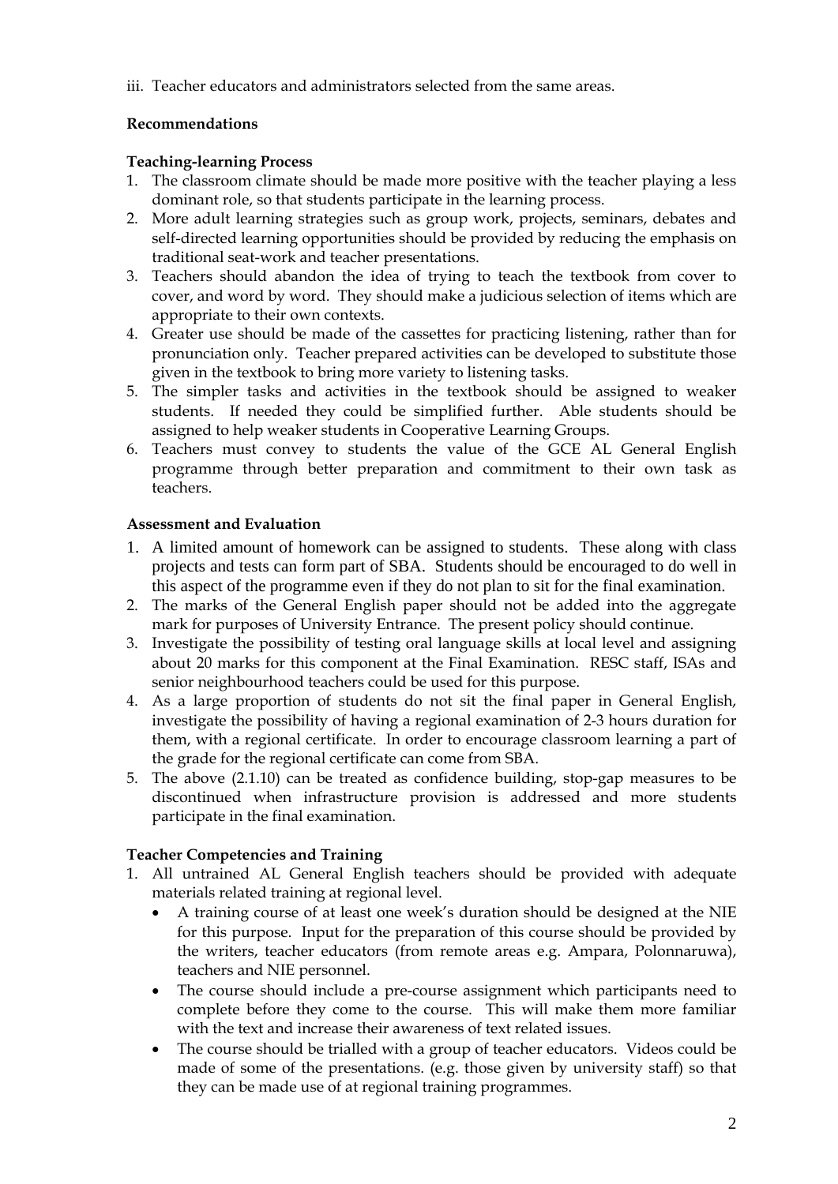iii. Teacher educators and administrators selected from the same areas.

**Recommendations**

**Teaching-learning Process**

1. The classroom climate should be made more positive with the teacher playing a less dominant role, so that students participate in the learning process.
2. More adult learning strategies such as group work, projects, seminars, debates and self-directed learning opportunities should be provided by reducing the emphasis on traditional seat-work and teacher presentations.
3. Teachers should abandon the idea of trying to teach the textbook from cover to cover, and word by word. They should make a judicious selection of items which are appropriate to their own contexts.
4. Greater use should be made of the cassettes for practicing listening, rather than for pronunciation only. Teacher prepared activities can be developed to substitute those given in the textbook to bring more variety to listening tasks.
5. The simpler tasks and activities in the textbook should be assigned to weaker students. If needed they could be simplified further. Able students should be assigned to help weaker students in Cooperative Learning Groups.
6. Teachers must convey to students the value of the GCE AL General English programme through better preparation and commitment to their own task as teachers.

**Assessment and Evaluation**

1. A limited amount of homework can be assigned to students. These along with class projects and tests can form part of SBA. Students should be encouraged to do well in this aspect of the programme even if they do not plan to sit for the final examination.
2. The marks of the General English paper should not be added into the aggregate mark for purposes of University Entrance. The present policy should continue.
3. Investigate the possibility of testing oral language skills at local level and assigning about 20 marks for this component at the Final Examination. RESC staff, ISAs and senior neighbourhood teachers could be used for this purpose.
4. As a large proportion of students do not sit the final paper in General English, investigate the possibility of having a regional examination of 2-3 hours duration for them, with a regional certificate. In order to encourage classroom learning a part of the grade for the regional certificate can come from SBA.
5. The above (2.1.10) can be treated as confidence building, stop-gap measures to be discontinued when infrastructure provision is addressed and more students participate in the final examination.

**Teacher Competencies and Training**

1. All untrained AL General English teachers should be provided with adequate materials related training at regional level.
   - A training course of at least one week's duration should be designed at the NIE for this purpose. Input for the preparation of this course should be provided by the writers, teacher educators (from remote areas e.g. Ampara, Polonnaruwa), teachers and NIE personnel.
   - The course should include a pre-course assignment which participants need to complete before they come to the course. This will make them more familiar with the text and increase their awareness of text related issues.
   - The course should be trialled with a group of teacher educators. Videos could be made of some of the presentations. (e.g. those given by university staff) so that they can be made use of at regional training programmes.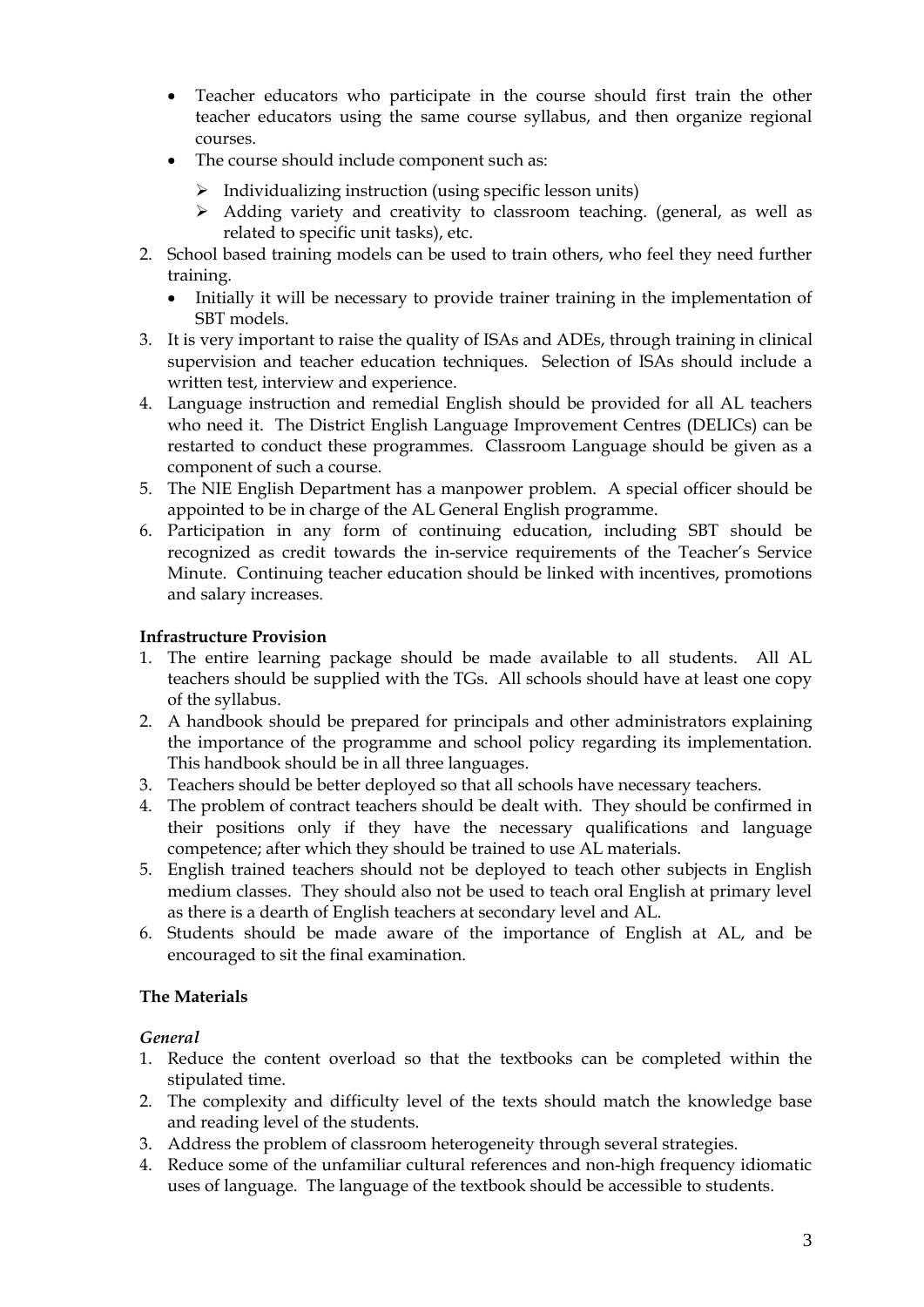- Teacher educators who participate in the course should first train the other teacher educators using the same course syllabus, and then organize regional courses.
- The course should include component such as:
  - Individualizing instruction (using specific lesson units)
  - Adding variety and creativity to classroom teaching. (general, as well as related to specific unit tasks), etc.

2. School based training models can be used to train others, who feel they need further training.
   - Initially it will be necessary to provide trainer training in the implementation of SBT models.
3. It is very important to raise the quality of ISAs and ADEs, through training in clinical supervision and teacher education techniques. Selection of ISAs should include a written test, interview and experience.
4. Language instruction and remedial English should be provided for all AL teachers who need it. The District English Language Improvement Centres (DELICs) can be restarted to conduct these programmes. Classroom Language should be given as a component of such a course.
5. The NIE English Department has a manpower problem. A special officer should be appointed to be in charge of the AL General English programme.
6. Participation in any form of continuing education, including SBT should be recognized as credit towards the in-service requirements of the Teacher's Service Minute. Continuing teacher education should be linked with incentives, promotions and salary increases.

**Infrastructure Provision**

1. The entire learning package should be made available to all students. All AL teachers should be supplied with the TGs. All schools should have at least one copy of the syllabus.
2. A handbook should be prepared for principals and other administrators explaining the importance of the programme and school policy regarding its implementation. This handbook should be in all three languages.
3. Teachers should be better deployed so that all schools have necessary teachers.
4. The problem of contract teachers should be dealt with. They should be confirmed in their positions only if they have the necessary qualifications and language competence; after which they should be trained to use AL materials.
5. English trained teachers should not be deployed to teach other subjects in English medium classes. They should also not be used to teach oral English at primary level as there is a dearth of English teachers at secondary level and AL.
6. Students should be made aware of the importance of English at AL, and be encouraged to sit the final examination.

**The Materials**

***General***

1. Reduce the content overload so that the textbooks can be completed within the stipulated time.
2. The complexity and difficulty level of the texts should match the knowledge base and reading level of the students.
3. Address the problem of classroom heterogeneity through several strategies.
4. Reduce some of the unfamiliar cultural references and non-high frequency idiomatic uses of language. The language of the textbook should be accessible to students.